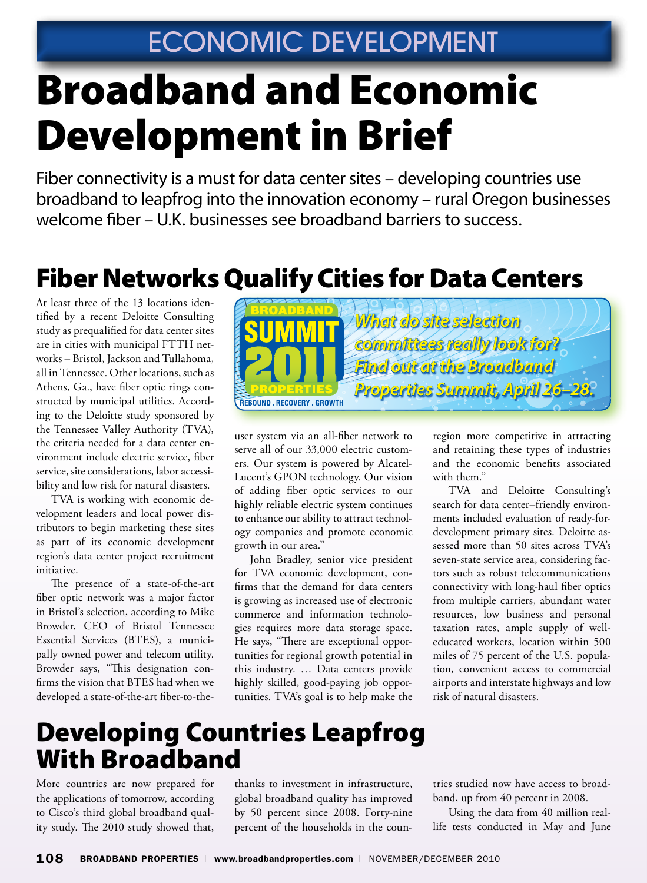ECONOMIC DEVELOPMENT

# Broadband and Economic Development in Brief

Fiber connectivity is a must for data center sites – developing countries use broadband to leapfrog into the innovation economy – rural Oregon businesses welcome fiber – U.K. businesses see broadband barriers to success.

## Fiber Networks Qualify Cities for Data Centers

At least three of the 13 locations identified by a recent Deloitte Consulting study as prequalified for data center sites are in cities with municipal FTTH networks – Bristol, Jackson and Tullahoma, all in Tennessee. Other locations, such as Athens, Ga., have fiber optic rings constructed by municipal utilities. According to the Deloitte study sponsored by the Tennessee Valley Authority (TVA), the criteria needed for a data center environment include electric service, fiber service, site considerations, labor accessibility and low risk for natural disasters.

TVA is working with economic development leaders and local power distributors to begin marketing these sites as part of its economic development region's data center project recruitment initiative.

The presence of a state-of-the-art fiber optic network was a major factor in Bristol's selection, according to Mike Browder, CEO of Bristol Tennessee Essential Services (BTES), a municipally owned power and telecom utility. Browder says, "This designation confirms the vision that BTES had when we developed a state-of-the-art fiber-to-the-user system via an all-fiber network to serve all of our 33,000 electric customers. Our system is powered by Alcatel-Lucent's GPON technology. Our vision of adding fiber optic services to our highly reliable electric system continues to enhance our ability to attract technology companies and promote economic growth in our area."

John Bradley, senior vice president for TVA economic development, confirms that the demand for data centers is growing as increased use of electronic commerce and information technologies requires more data storage space. He says, "There are exceptional opportunities for regional growth potential in this industry. … Data centers provide highly skilled, good-paying job opportunities. TVA's goal is to help make the region more competitive in attracting and retaining these types of industries and the economic benefits associated with them."

TVA and Deloitte Consulting's search for data center–friendly environments included evaluation of ready-for-development primary sites. Deloitte assessed more than 50 sites across TVA's seven-state service area, considering factors such as robust telecommunications connectivity with long-haul fiber optics from multiple carriers, abundant water resources, low business and personal taxation rates, ample supply of well-educated workers, location within 500 miles of 75 percent of the U.S. population, convenient access to commercial airports and interstate highways and low risk of natural disasters.

> BROADBAND SUMMIT 2011 PROPERTIES — REBOUND . RECOVERY . GROWTH
> *What do site selection committees really look for? Find out at the Broadband Properties Summit, April 26–28.*

## Developing Countries Leapfrog With Broadband

More countries are now prepared for the applications of tomorrow, according to Cisco's third global broadband quality study. The 2010 study showed that, thanks to investment in infrastructure, global broadband quality has improved by 50 percent since 2008. Forty-nine percent of the households in the countries studied now have access to broadband, up from 40 percent in 2008.

Using the data from 40 million real-life tests conducted in May and June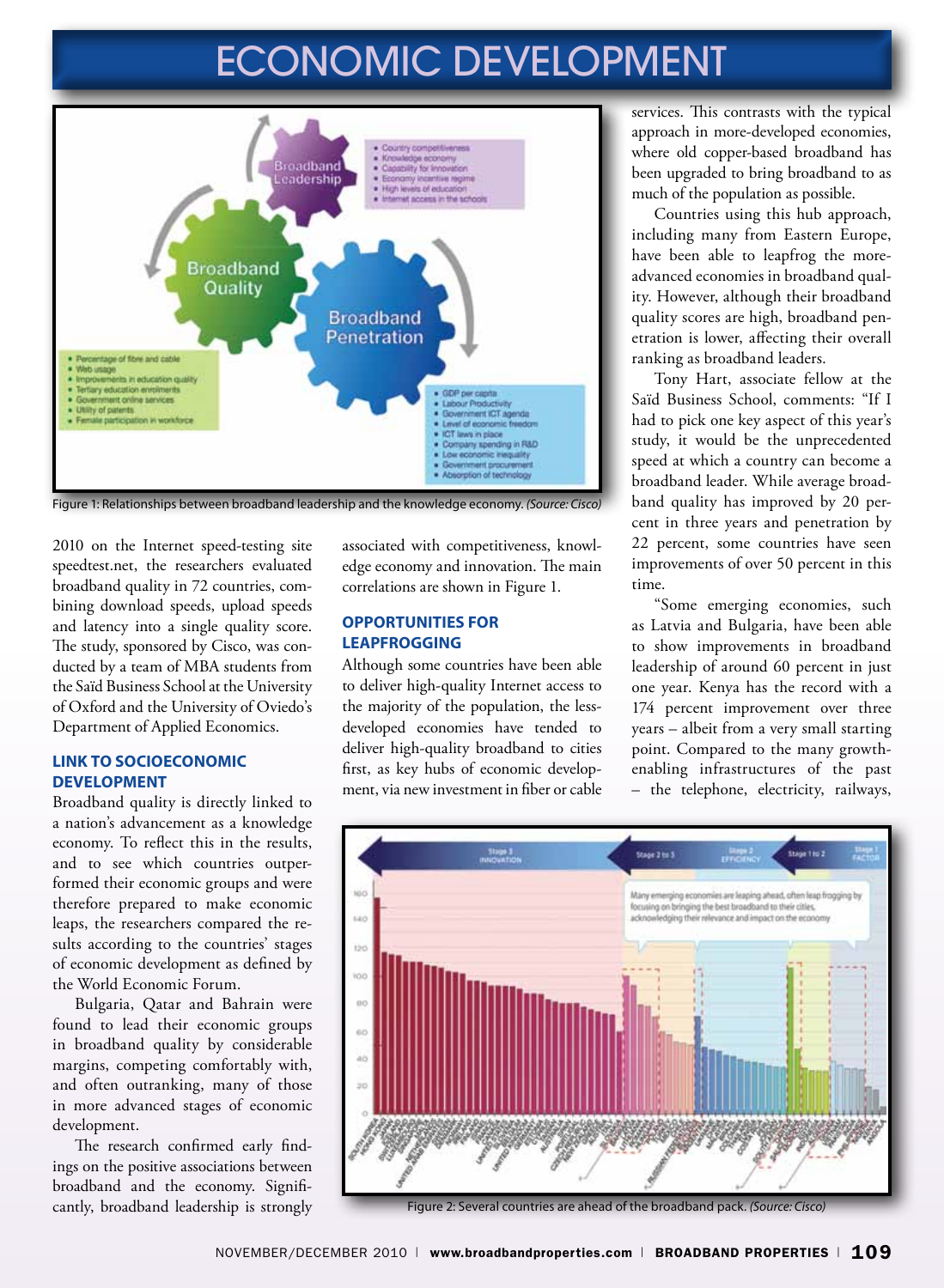# ECONOMIC DEVELOPMENT

Figure 1: Relationships between broadband leadership and the knowledge economy. *(Source: Cisco)*

2010 on the Internet speed-testing site speedtest.net, the researchers evaluated broadband quality in 72 countries, combining download speeds, upload speeds and latency into a single quality score. The study, sponsored by Cisco, was conducted by a team of MBA students from the Saïd Business School at the University of Oxford and the University of Oviedo's Department of Applied Economics.

### LINK TO SOCIOECONOMIC DEVELOPMENT

Broadband quality is directly linked to a nation's advancement as a knowledge economy. To reflect this in the results, and to see which countries outperformed their economic groups and were therefore prepared to make economic leaps, the researchers compared the results according to the countries' stages of economic development as defined by the World Economic Forum.

Bulgaria, Qatar and Bahrain were found to lead their economic groups in broadband quality by considerable margins, competing comfortably with, and often outranking, many of those in more advanced stages of economic development.

The research confirmed early findings on the positive associations between broadband and the economy. Significantly, broadband leadership is strongly associated with competitiveness, knowledge economy and innovation. The main correlations are shown in Figure 1.

### OPPORTUNITIES FOR LEAPFROGGING

Although some countries have been able to deliver high-quality Internet access to the majority of the population, the less-developed economies have tended to deliver high-quality broadband to cities first, as key hubs of economic development, via new investment in fiber or cable services. This contrasts with the typical approach in more-developed economies, where old copper-based broadband has been upgraded to bring broadband to as much of the population as possible.

Countries using this hub approach, including many from Eastern Europe, have been able to leapfrog the more-advanced economies in broadband quality. However, although their broadband quality scores are high, broadband penetration is lower, affecting their overall ranking as broadband leaders.

Tony Hart, associate fellow at the Saïd Business School, comments: "If I had to pick one key aspect of this year's study, it would be the unprecedented speed at which a country can become a broadband leader. While average broadband quality has improved by 20 percent in three years and penetration by 22 percent, some countries have seen improvements of over 50 percent in this time.

"Some emerging economies, such as Latvia and Bulgaria, have been able to show improvements in broadband leadership of around 60 percent in just one year. Kenya has the record with a 174 percent improvement over three years – albeit from a very small starting point. Compared to the many growth-enabling infrastructures of the past – the telephone, electricity, railways,

Figure 2: Several countries are ahead of the broadband pack. *(Source: Cisco)*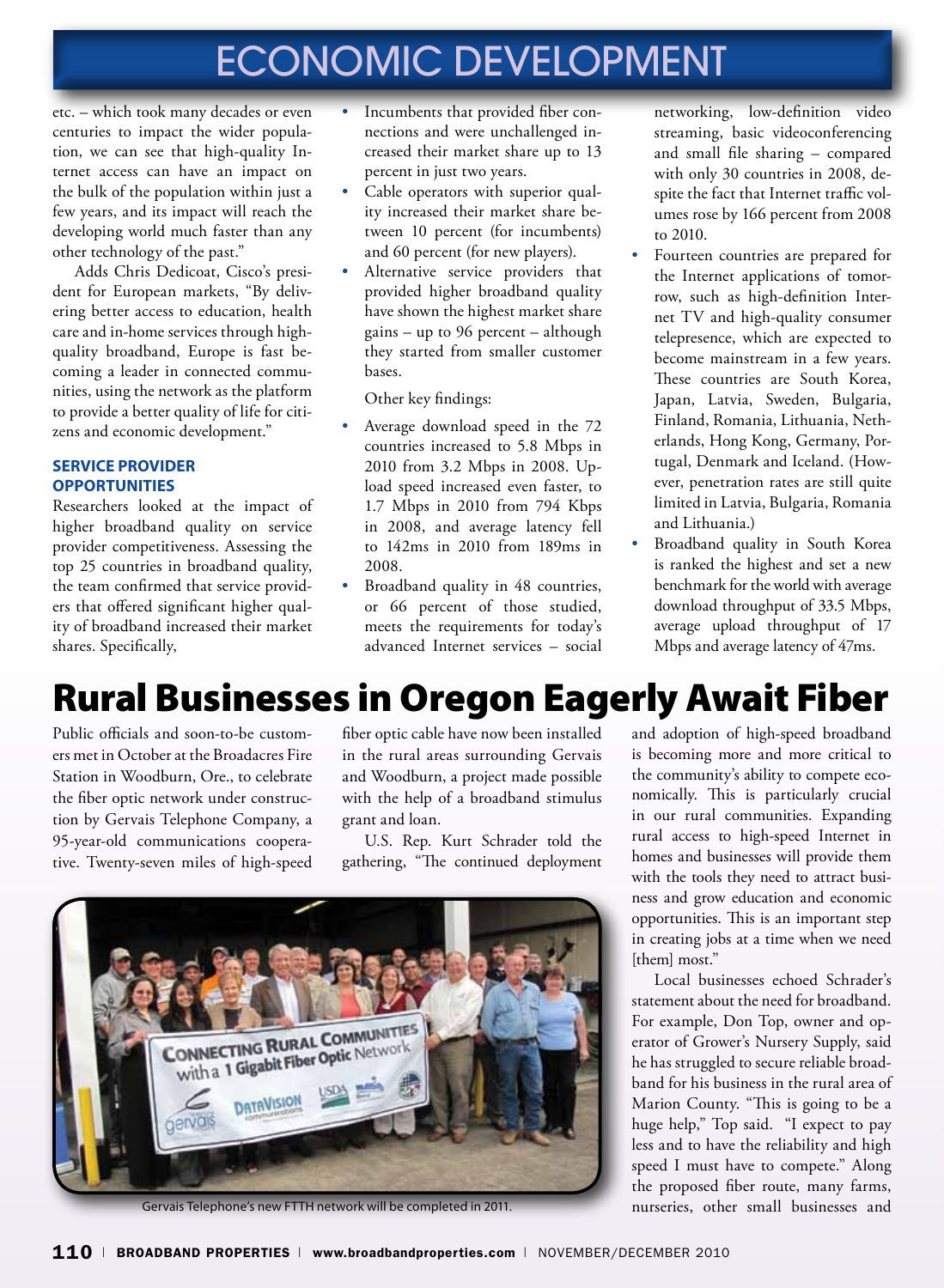# ECONOMIC DEVELOPMENT

etc. – which took many decades or even centuries to impact the wider population, we can see that high-quality Internet access can have an impact on the bulk of the population within just a few years, and its impact will reach the developing world much faster than any other technology of the past."

Adds Chris Dedicoat, Cisco's president for European markets, "By delivering better access to education, health care and in-home services through high-quality broadband, Europe is fast becoming a leader in connected communities, using the network as the platform to provide a better quality of life for citizens and economic development."

### SERVICE PROVIDER OPPORTUNITIES

Researchers looked at the impact of higher broadband quality on service provider competitiveness. Assessing the top 25 countries in broadband quality, the team confirmed that service providers that offered significant higher quality of broadband increased their market shares. Specifically,

- Incumbents that provided fiber connections and were unchallenged increased their market share up to 13 percent in just two years.
- Cable operators with superior quality increased their market share between 10 percent (for incumbents) and 60 percent (for new players).
- Alternative service providers that provided higher broadband quality have shown the highest market share gains – up to 96 percent – although they started from smaller customer bases.

Other key findings:

- Average download speed in the 72 countries increased to 5.8 Mbps in 2010 from 3.2 Mbps in 2008. Upload speed increased even faster, to 1.7 Mbps in 2010 from 794 Kbps in 2008, and average latency fell to 142ms in 2010 from 189ms in 2008.
- Broadband quality in 48 countries, or 66 percent of those studied, meets the requirements for today's advanced Internet services – social networking, low-definition video streaming, basic videoconferencing and small file sharing – compared with only 30 countries in 2008, despite the fact that Internet traffic volumes rose by 166 percent from 2008 to 2010.
- Fourteen countries are prepared for the Internet applications of tomorrow, such as high-definition Internet TV and high-quality consumer telepresence, which are expected to become mainstream in a few years. These countries are South Korea, Japan, Latvia, Sweden, Bulgaria, Finland, Romania, Lithuania, Netherlands, Hong Kong, Germany, Portugal, Denmark and Iceland. (However, penetration rates are still quite limited in Latvia, Bulgaria, Romania and Lithuania.)
- Broadband quality in South Korea is ranked the highest and set a new benchmark for the world with average download throughput of 33.5 Mbps, average upload throughput of 17 Mbps and average latency of 47ms.

# Rural Businesses in Oregon Eagerly Await Fiber

Public officials and soon-to-be customers met in October at the Broadacres Fire Station in Woodburn, Ore., to celebrate the fiber optic network under construction by Gervais Telephone Company, a 95-year-old communications cooperative. Twenty-seven miles of high-speed fiber optic cable have now been installed in the rural areas surrounding Gervais and Woodburn, a project made possible with the help of a broadband stimulus grant and loan.

U.S. Rep. Kurt Schrader told the gathering, "The continued deployment and adoption of high-speed broadband is becoming more and more critical to the community's ability to compete economically. This is particularly crucial in our rural communities. Expanding rural access to high-speed Internet in homes and businesses will provide them with the tools they need to attract business and grow education and economic opportunities. This is an important step in creating jobs at a time when we need [them] most."

Gervais Telephone's new FTTH network will be completed in 2011.

Local businesses echoed Schrader's statement about the need for broadband. For example, Don Top, owner and operator of Grower's Nursery Supply, said he has struggled to secure reliable broadband for his business in the rural area of Marion County. "This is going to be a huge help," Top said. "I expect to pay less and to have the reliability and high speed I must have to compete." Along the proposed fiber route, many farms, nurseries, other small businesses and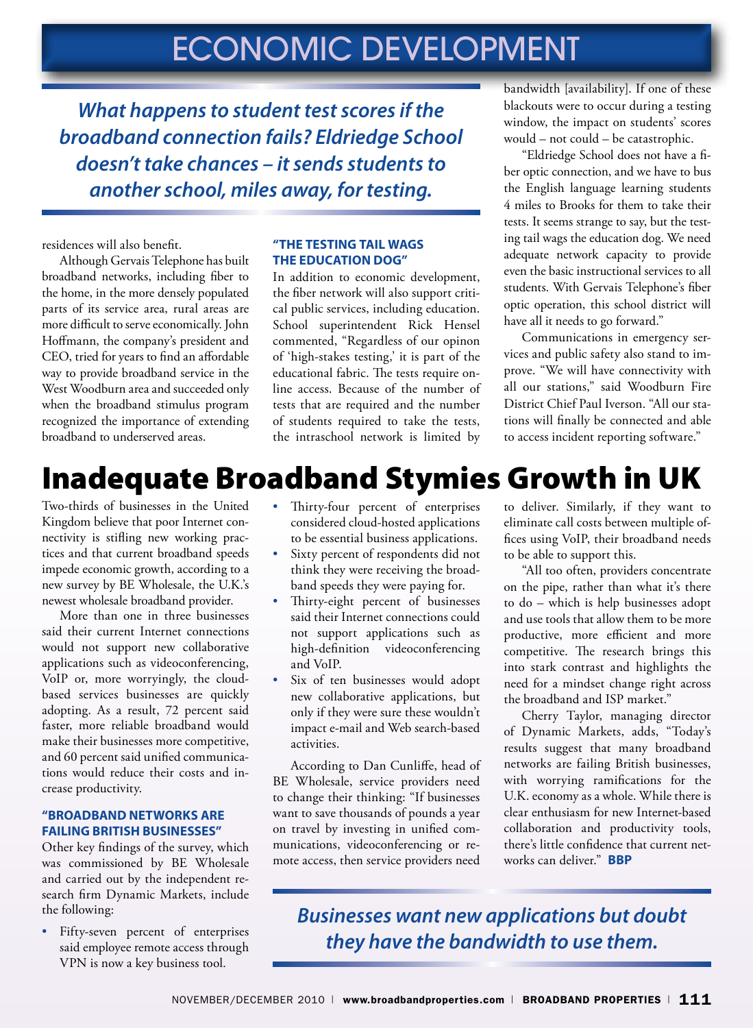# ECONOMIC DEVELOPMENT

***What happens to student test scores if the broadband connection fails? Eldriedge School doesn't take chances – it sends students to another school, miles away, for testing.***

residences will also benefit.

Although Gervais Telephone has built broadband networks, including fiber to the home, in the more densely populated parts of its service area, rural areas are more difficult to serve economically. John Hoffmann, the company's president and CEO, tried for years to find an affordable way to provide broadband service in the West Woodburn area and succeeded only when the broadband stimulus program recognized the importance of extending broadband to underserved areas.

### "THE TESTING TAIL WAGS THE EDUCATION DOG"

In addition to economic development, the fiber network will also support critical public services, including education. School superintendent Rick Hensel commented, "Regardless of our opinon of 'high-stakes testing,' it is part of the educational fabric. The tests require online access. Because of the number of tests that are required and the number of students required to take the tests, the intraschool network is limited by bandwidth [availability]. If one of these blackouts were to occur during a testing window, the impact on students' scores would – not could – be catastrophic.

"Eldriedge School does not have a fiber optic connection, and we have to bus the English language learning students 4 miles to Brooks for them to take their tests. It seems strange to say, but the testing tail wags the education dog. We need adequate network capacity to provide even the basic instructional services to all students. With Gervais Telephone's fiber optic operation, this school district will have all it needs to go forward."

Communications in emergency services and public safety also stand to improve. "We will have connectivity with all our stations," said Woodburn Fire District Chief Paul Iverson. "All our stations will finally be connected and able to access incident reporting software."

# Inadequate Broadband Stymies Growth in UK

Two-thirds of businesses in the United Kingdom believe that poor Internet connectivity is stifling new working practices and that current broadband speeds impede economic growth, according to a new survey by BE Wholesale, the U.K.'s newest wholesale broadband provider.

More than one in three businesses said their current Internet connections would not support new collaborative applications such as videoconferencing, VoIP or, more worryingly, the cloud-based services businesses are quickly adopting. As a result, 72 percent said faster, more reliable broadband would make their businesses more competitive, and 60 percent said unified communications would reduce their costs and increase productivity.

### "BROADBAND NETWORKS ARE FAILING BRITISH BUSINESSES"

Other key findings of the survey, which was commissioned by BE Wholesale and carried out by the independent research firm Dynamic Markets, include the following:

- Fifty-seven percent of enterprises said employee remote access through VPN is now a key business tool.
- Thirty-four percent of enterprises considered cloud-hosted applications to be essential business applications.
- Sixty percent of respondents did not think they were receiving the broadband speeds they were paying for.
- Thirty-eight percent of businesses said their Internet connections could not support applications such as high-definition videoconferencing and VoIP.
- Six of ten businesses would adopt new collaborative applications, but only if they were sure these wouldn't impact e-mail and Web search-based activities.

According to Dan Cunliffe, head of BE Wholesale, service providers need to change their thinking: "If businesses want to save thousands of pounds a year on travel by investing in unified communications, videoconferencing or remote access, then service providers need to deliver. Similarly, if they want to eliminate call costs between multiple offices using VoIP, their broadband needs to be able to support this.

"All too often, providers concentrate on the pipe, rather than what it's there to do – which is help businesses adopt and use tools that allow them to be more productive, more efficient and more competitive. The research brings this into stark contrast and highlights the need for a mindset change right across the broadband and ISP market."

Cherry Taylor, managing director of Dynamic Markets, adds, "Today's results suggest that many broadband networks are failing British businesses, with worrying ramifications for the U.K. economy as a whole. While there is clear enthusiasm for new Internet-based collaboration and productivity tools, there's little confidence that current networks can deliver." **BBP**

***Businesses want new applications but doubt they have the bandwidth to use them.***